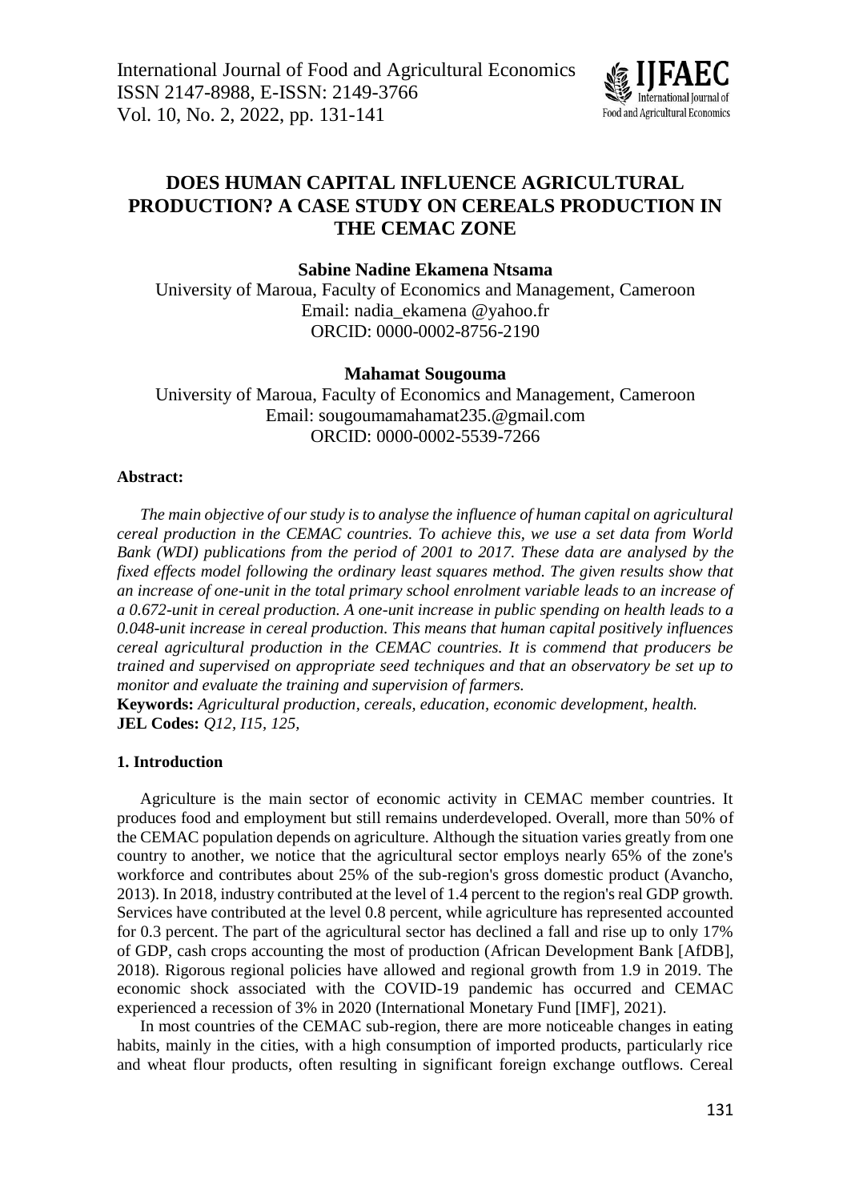# DOES HUMAN CAPITAL INFLUENCE AGRICULTURAL PRODUCTION? A CASE STUDY ON CEREALS PRODUCTION IN THE CEMAC ZONE

**Sabine Nadine Ekamena Ntsama**

University of Maroua, Faculty of Economics and Management, Cameroon
Email: nadia_ekamena @yahoo.fr
ORCID: 0000-0002-8756-2190

**Mahamat Sougouma**

University of Maroua, Faculty of Economics and Management, Cameroon
Email: sougoumamahamat235.@gmail.com
ORCID: 0000-0002-5539-7266

**Abstract:**

*The main objective of our study is to analyse the influence of human capital on agricultural cereal production in the CEMAC countries. To achieve this, we use a set data from World Bank (WDI) publications from the period of 2001 to 2017. These data are analysed by the fixed effects model following the ordinary least squares method. The given results show that an increase of one-unit in the total primary school enrolment variable leads to an increase of a 0.672-unit in cereal production. A one-unit increase in public spending on health leads to a 0.048-unit increase in cereal production. This means that human capital positively influences cereal agricultural production in the CEMAC countries. It is commend that producers be trained and supervised on appropriate seed techniques and that an observatory be set up to monitor and evaluate the training and supervision of farmers.*

**Keywords:** *Agricultural production, cereals, education, economic development, health.*
**JEL Codes:** *Q12, I15, 125,*

## 1. Introduction

Agriculture is the main sector of economic activity in CEMAC member countries. It produces food and employment but still remains underdeveloped. Overall, more than 50% of the CEMAC population depends on agriculture. Although the situation varies greatly from one country to another, we notice that the agricultural sector employs nearly 65% of the zone's workforce and contributes about 25% of the sub-region's gross domestic product (Avancho, 2013). In 2018, industry contributed at the level of 1.4 percent to the region's real GDP growth. Services have contributed at the level 0.8 percent, while agriculture has represented accounted for 0.3 percent. The part of the agricultural sector has declined a fall and rise up to only 17% of GDP, cash crops accounting the most of production (African Development Bank [AfDB], 2018). Rigorous regional policies have allowed and regional growth from 1.9 in 2019. The economic shock associated with the COVID-19 pandemic has occurred and CEMAC experienced a recession of 3% in 2020 (International Monetary Fund [IMF], 2021).

In most countries of the CEMAC sub-region, there are more noticeable changes in eating habits, mainly in the cities, with a high consumption of imported products, particularly rice and wheat flour products, often resulting in significant foreign exchange outflows. Cereal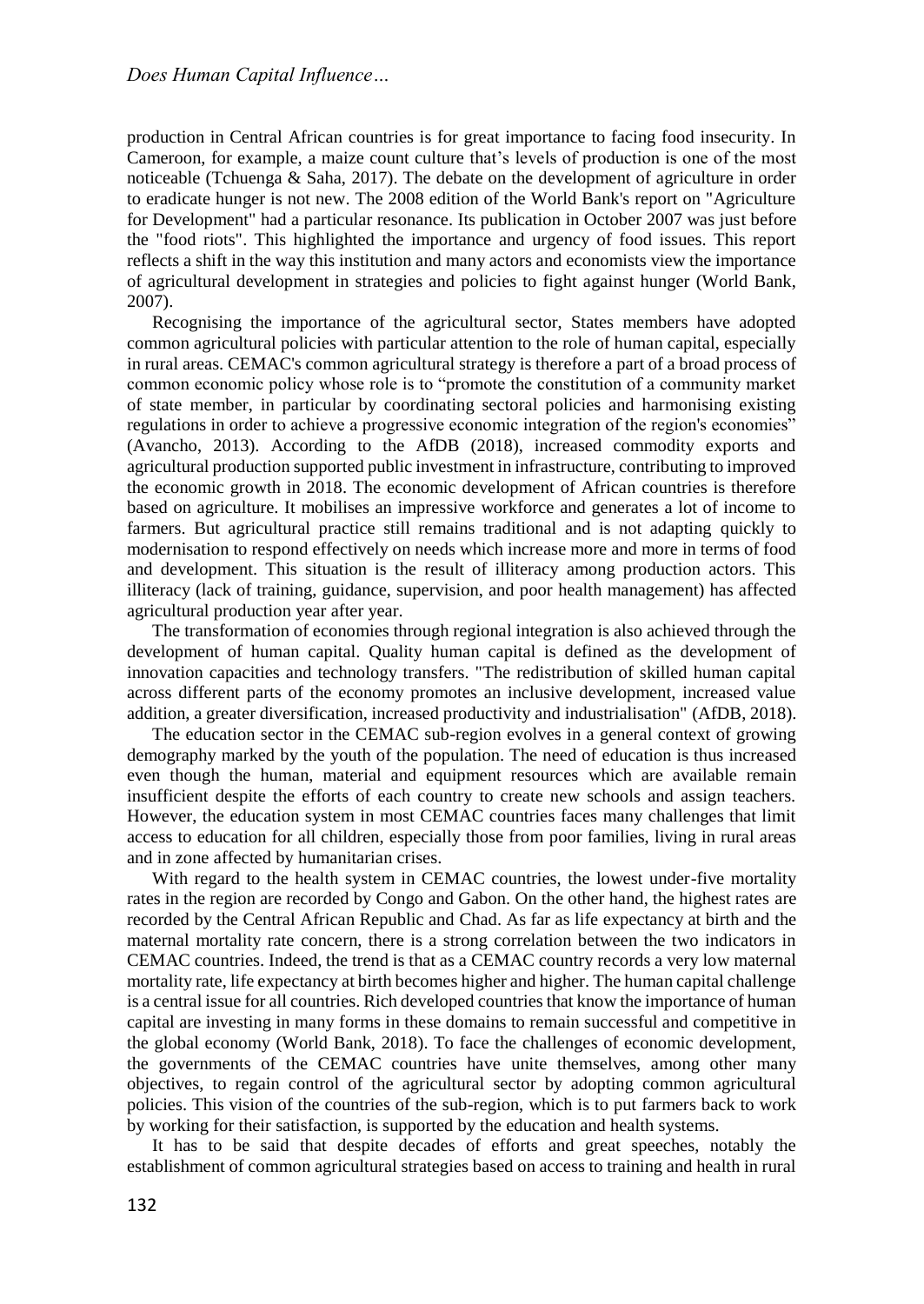production in Central African countries is for great importance to facing food insecurity. In Cameroon, for example, a maize count culture that's levels of production is one of the most noticeable (Tchuenga & Saha, 2017). The debate on the development of agriculture in order to eradicate hunger is not new. The 2008 edition of the World Bank's report on "Agriculture for Development" had a particular resonance. Its publication in October 2007 was just before the "food riots". This highlighted the importance and urgency of food issues. This report reflects a shift in the way this institution and many actors and economists view the importance of agricultural development in strategies and policies to fight against hunger (World Bank, 2007).

Recognising the importance of the agricultural sector, States members have adopted common agricultural policies with particular attention to the role of human capital, especially in rural areas. CEMAC's common agricultural strategy is therefore a part of a broad process of common economic policy whose role is to "promote the constitution of a community market of state member, in particular by coordinating sectoral policies and harmonising existing regulations in order to achieve a progressive economic integration of the region's economies" (Avancho, 2013). According to the AfDB (2018), increased commodity exports and agricultural production supported public investment in infrastructure, contributing to improved the economic growth in 2018. The economic development of African countries is therefore based on agriculture. It mobilises an impressive workforce and generates a lot of income to farmers. But agricultural practice still remains traditional and is not adapting quickly to modernisation to respond effectively on needs which increase more and more in terms of food and development. This situation is the result of illiteracy among production actors. This illiteracy (lack of training, guidance, supervision, and poor health management) has affected agricultural production year after year.

The transformation of economies through regional integration is also achieved through the development of human capital. Quality human capital is defined as the development of innovation capacities and technology transfers. "The redistribution of skilled human capital across different parts of the economy promotes an inclusive development, increased value addition, a greater diversification, increased productivity and industrialisation" (AfDB, 2018).

The education sector in the CEMAC sub-region evolves in a general context of growing demography marked by the youth of the population. The need of education is thus increased even though the human, material and equipment resources which are available remain insufficient despite the efforts of each country to create new schools and assign teachers. However, the education system in most CEMAC countries faces many challenges that limit access to education for all children, especially those from poor families, living in rural areas and in zone affected by humanitarian crises.

With regard to the health system in CEMAC countries, the lowest under-five mortality rates in the region are recorded by Congo and Gabon. On the other hand, the highest rates are recorded by the Central African Republic and Chad. As far as life expectancy at birth and the maternal mortality rate concern, there is a strong correlation between the two indicators in CEMAC countries. Indeed, the trend is that as a CEMAC country records a very low maternal mortality rate, life expectancy at birth becomes higher and higher. The human capital challenge is a central issue for all countries. Rich developed countries that know the importance of human capital are investing in many forms in these domains to remain successful and competitive in the global economy (World Bank, 2018). To face the challenges of economic development, the governments of the CEMAC countries have unite themselves, among other many objectives, to regain control of the agricultural sector by adopting common agricultural policies. This vision of the countries of the sub-region, which is to put farmers back to work by working for their satisfaction, is supported by the education and health systems.

It has to be said that despite decades of efforts and great speeches, notably the establishment of common agricultural strategies based on access to training and health in rural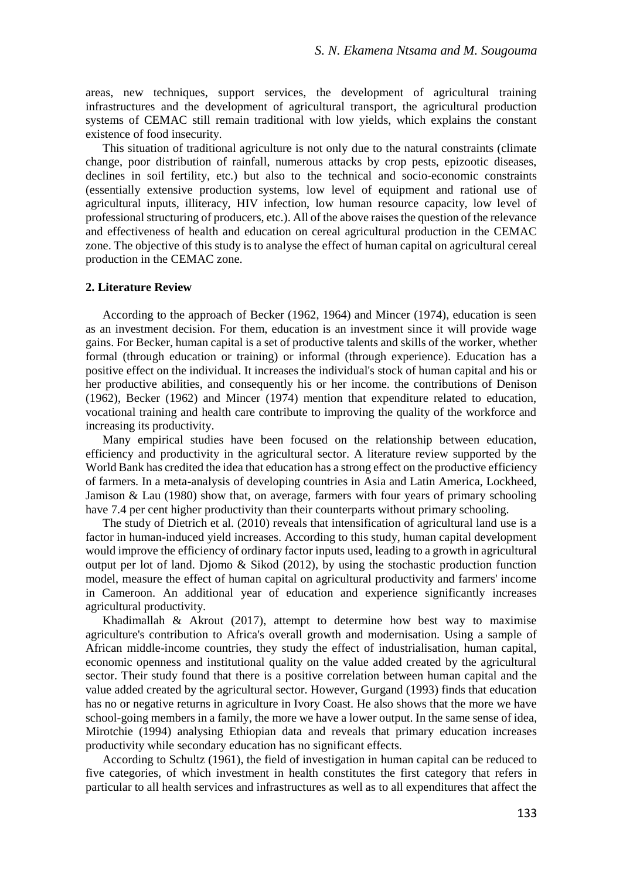areas, new techniques, support services, the development of agricultural training infrastructures and the development of agricultural transport, the agricultural production systems of CEMAC still remain traditional with low yields, which explains the constant existence of food insecurity.

This situation of traditional agriculture is not only due to the natural constraints (climate change, poor distribution of rainfall, numerous attacks by crop pests, epizootic diseases, declines in soil fertility, etc.) but also to the technical and socio-economic constraints (essentially extensive production systems, low level of equipment and rational use of agricultural inputs, illiteracy, HIV infection, low human resource capacity, low level of professional structuring of producers, etc.). All of the above raises the question of the relevance and effectiveness of health and education on cereal agricultural production in the CEMAC zone. The objective of this study is to analyse the effect of human capital on agricultural cereal production in the CEMAC zone.

## 2. Literature Review

According to the approach of Becker (1962, 1964) and Mincer (1974), education is seen as an investment decision. For them, education is an investment since it will provide wage gains. For Becker, human capital is a set of productive talents and skills of the worker, whether formal (through education or training) or informal (through experience). Education has a positive effect on the individual. It increases the individual's stock of human capital and his or her productive abilities, and consequently his or her income. the contributions of Denison (1962), Becker (1962) and Mincer (1974) mention that expenditure related to education, vocational training and health care contribute to improving the quality of the workforce and increasing its productivity.

Many empirical studies have been focused on the relationship between education, efficiency and productivity in the agricultural sector. A literature review supported by the World Bank has credited the idea that education has a strong effect on the productive efficiency of farmers. In a meta-analysis of developing countries in Asia and Latin America, Lockheed, Jamison & Lau (1980) show that, on average, farmers with four years of primary schooling have 7.4 per cent higher productivity than their counterparts without primary schooling.

The study of Dietrich et al. (2010) reveals that intensification of agricultural land use is a factor in human-induced yield increases. According to this study, human capital development would improve the efficiency of ordinary factor inputs used, leading to a growth in agricultural output per lot of land. Djomo & Sikod (2012), by using the stochastic production function model, measure the effect of human capital on agricultural productivity and farmers' income in Cameroon. An additional year of education and experience significantly increases agricultural productivity.

Khadimallah & Akrout (2017), attempt to determine how best way to maximise agriculture's contribution to Africa's overall growth and modernisation. Using a sample of African middle-income countries, they study the effect of industrialisation, human capital, economic openness and institutional quality on the value added created by the agricultural sector. Their study found that there is a positive correlation between human capital and the value added created by the agricultural sector. However, Gurgand (1993) finds that education has no or negative returns in agriculture in Ivory Coast. He also shows that the more we have school-going members in a family, the more we have a lower output. In the same sense of idea, Mirotchie (1994) analysing Ethiopian data and reveals that primary education increases productivity while secondary education has no significant effects.

According to Schultz (1961), the field of investigation in human capital can be reduced to five categories, of which investment in health constitutes the first category that refers in particular to all health services and infrastructures as well as to all expenditures that affect the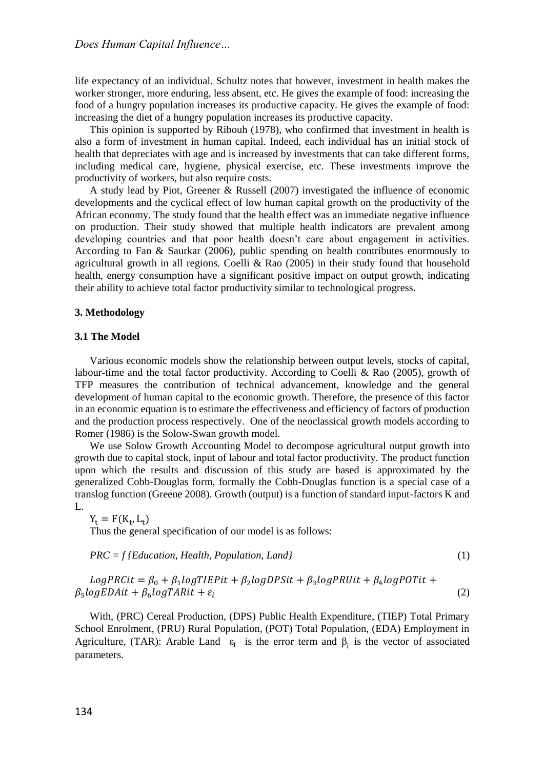life expectancy of an individual. Schultz notes that however, investment in health makes the worker stronger, more enduring, less absent, etc. He gives the example of food: increasing the food of a hungry population increases its productive capacity. He gives the example of food: increasing the diet of a hungry population increases its productive capacity.

This opinion is supported by Ribouh (1978), who confirmed that investment in health is also a form of investment in human capital. Indeed, each individual has an initial stock of health that depreciates with age and is increased by investments that can take different forms, including medical care, hygiene, physical exercise, etc. These investments improve the productivity of workers, but also require costs.

A study lead by Piot, Greener & Russell (2007) investigated the influence of economic developments and the cyclical effect of low human capital growth on the productivity of the African economy. The study found that the health effect was an immediate negative influence on production. Their study showed that multiple health indicators are prevalent among developing countries and that poor health doesn't care about engagement in activities. According to Fan & Saurkar (2006), public spending on health contributes enormously to agricultural growth in all regions. Coelli & Rao (2005) in their study found that household health, energy consumption have a significant positive impact on output growth, indicating their ability to achieve total factor productivity similar to technological progress.

### 3. Methodology

### 3.1 The Model

Various economic models show the relationship between output levels, stocks of capital, labour-time and the total factor productivity. According to Coelli & Rao (2005), growth of TFP measures the contribution of technical advancement, knowledge and the general development of human capital to the economic growth. Therefore, the presence of this factor in an economic equation is to estimate the effectiveness and efficiency of factors of production and the production process respectively. One of the neoclassical growth models according to Romer (1986) is the Solow-Swan growth model.

We use Solow Growth Accounting Model to decompose agricultural output growth into growth due to capital stock, input of labour and total factor productivity. The product function upon which the results and discussion of this study are based is approximated by the generalized Cobb-Douglas form, formally the Cobb-Douglas function is a special case of a translog function (Greene 2008). Growth (output) is a function of standard input-factors K and L.

$$Y_t = F(K_t, L_t)$$

Thus the general specification of our model is as follows:

$$PRC = f\{Education, Health, Population, Land\} \tag{1}$$

$$LogPRCit = \beta_0 + \beta_1 logTIEPit + \beta_2 logDPSit + \beta_3 logPRUit + \beta_4 logPOTit + \beta_5 logEDAit + \beta_6 logTARit + \varepsilon_i \tag{2}$$

With, (PRC) Cereal Production, (DPS) Public Health Expenditure, (TIEP) Total Primary School Enrolment, (PRU) Rural Population, (POT) Total Population, (EDA) Employment in Agriculture, (TAR): Arable Land $\varepsilon_i$ is the error term and $\beta_i$ is the vector of associated parameters.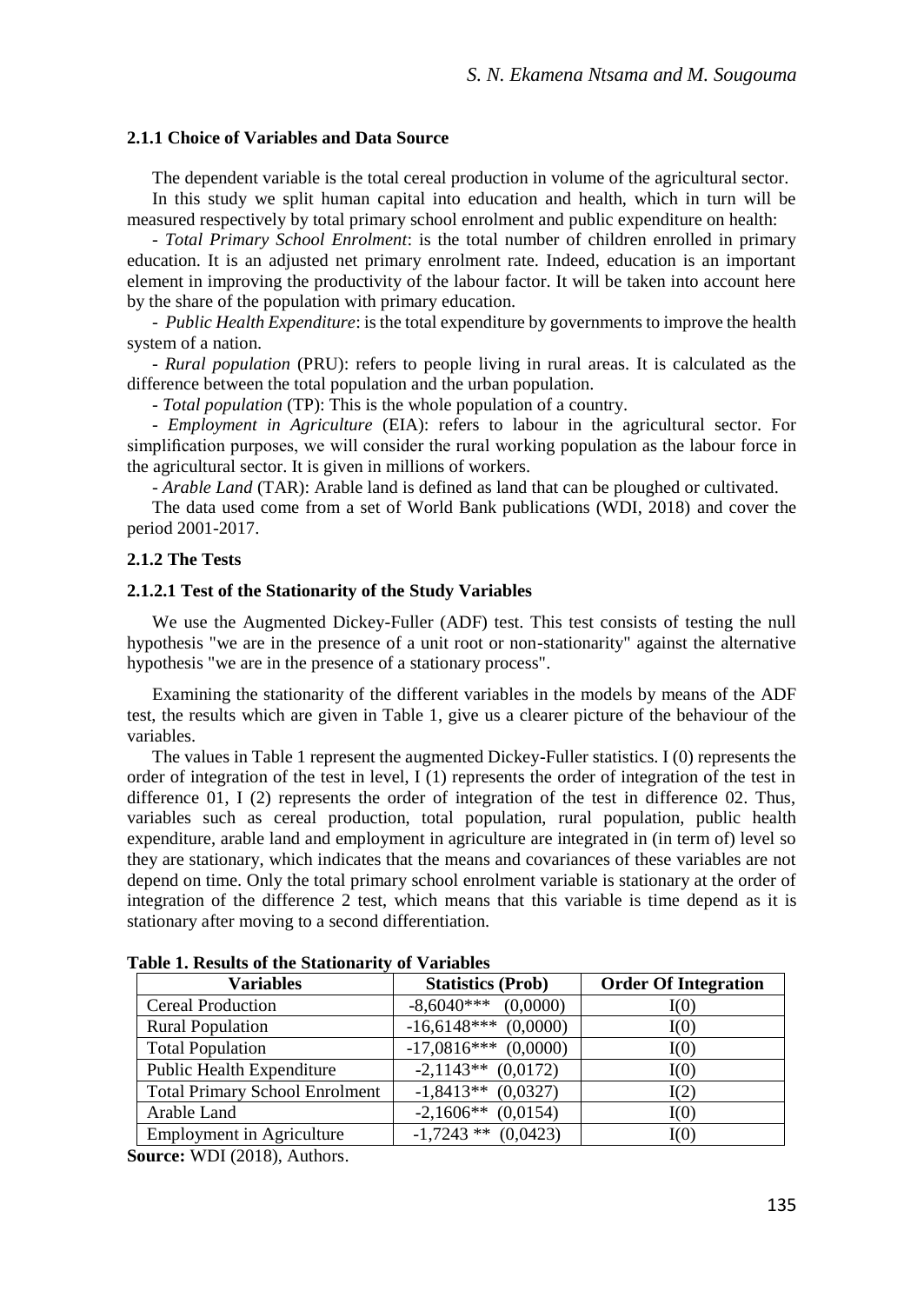### 2.1.1 Choice of Variables and Data Source

The dependent variable is the total cereal production in volume of the agricultural sector.

In this study we split human capital into education and health, which in turn will be measured respectively by total primary school enrolment and public expenditure on health:

- *Total Primary School Enrolment*: is the total number of children enrolled in primary education. It is an adjusted net primary enrolment rate. Indeed, education is an important element in improving the productivity of the labour factor. It will be taken into account here by the share of the population with primary education.

- *Public Health Expenditure*: is the total expenditure by governments to improve the health system of a nation.

- *Rural population* (PRU): refers to people living in rural areas. It is calculated as the difference between the total population and the urban population.

- *Total population* (TP): This is the whole population of a country.

- *Employment in Agriculture* (EIA): refers to labour in the agricultural sector. For simplification purposes, we will consider the rural working population as the labour force in the agricultural sector. It is given in millions of workers.

- *Arable Land* (TAR): Arable land is defined as land that can be ploughed or cultivated.

The data used come from a set of World Bank publications (WDI, 2018) and cover the period 2001-2017.

### 2.1.2 The Tests

#### 2.1.2.1 Test of the Stationarity of the Study Variables

We use the Augmented Dickey-Fuller (ADF) test. This test consists of testing the null hypothesis "we are in the presence of a unit root or non-stationarity" against the alternative hypothesis "we are in the presence of a stationary process".

Examining the stationarity of the different variables in the models by means of the ADF test, the results which are given in Table 1, give us a clearer picture of the behaviour of the variables.

The values in Table 1 represent the augmented Dickey-Fuller statistics. I (0) represents the order of integration of the test in level, I (1) represents the order of integration of the test in difference 01, I (2) represents the order of integration of the test in difference 02. Thus, variables such as cereal production, total population, rural population, public health expenditure, arable land and employment in agriculture are integrated in (in term of) level so they are stationary, which indicates that the means and covariances of these variables are not depend on time. Only the total primary school enrolment variable is stationary at the order of integration of the difference 2 test, which means that this variable is time depend as it is stationary after moving to a second differentiation.

**Table 1. Results of the Stationarity of Variables**

| Variables | Statistics (Prob) | Order Of Integration |
|---|---|---|
| Cereal Production | -8,6040*** (0,0000) | I(0) |
| Rural Population | -16,6148*** (0,0000) | I(0) |
| Total Population | -17,0816*** (0,0000) | I(0) |
| Public Health Expenditure | -2,1143** (0,0172) | I(0) |
| Total Primary School Enrolment | -1,8413** (0,0327) | I(2) |
| Arable Land | -2,1606** (0,0154) | I(0) |
| Employment in Agriculture | -1,7243 ** (0,0423) | I(0) |

**Source:** WDI (2018), Authors.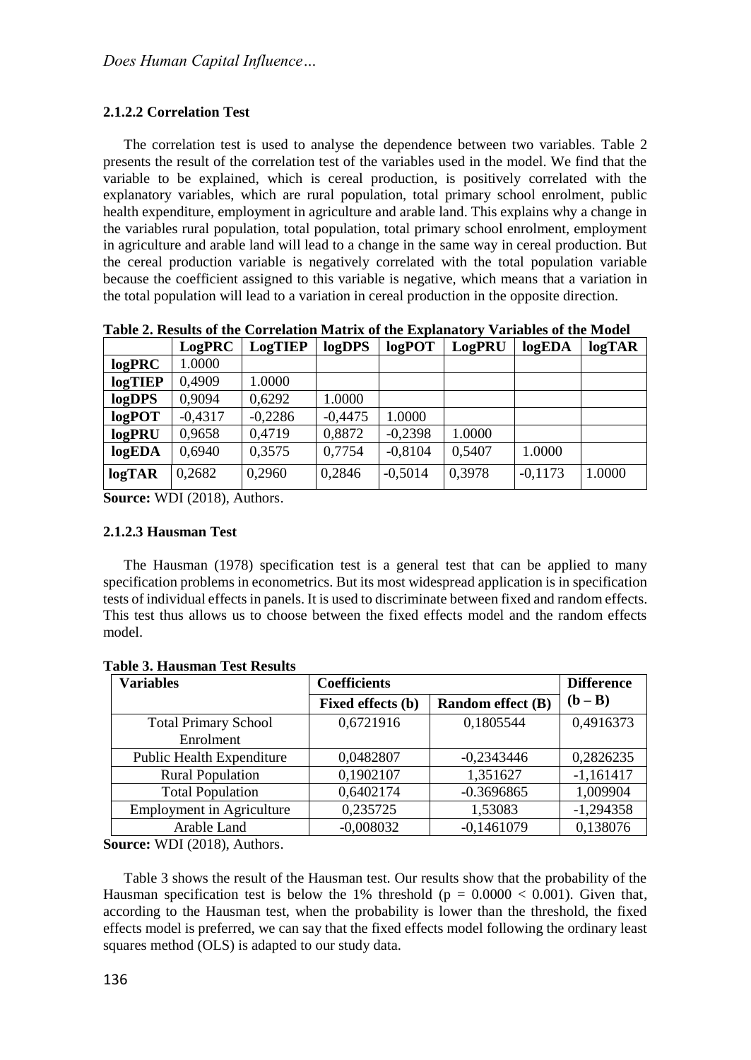#### 2.1.2.2 Correlation Test

The correlation test is used to analyse the dependence between two variables. Table 2 presents the result of the correlation test of the variables used in the model. We find that the variable to be explained, which is cereal production, is positively correlated with the explanatory variables, which are rural population, total primary school enrolment, public health expenditure, employment in agriculture and arable land. This explains why a change in the variables rural population, total population, total primary school enrolment, employment in agriculture and arable land will lead to a change in the same way in cereal production. But the cereal production variable is negatively correlated with the total population variable because the coefficient assigned to this variable is negative, which means that a variation in the total population will lead to a variation in cereal production in the opposite direction.

**Table 2. Results of the Correlation Matrix of the Explanatory Variables of the Model**

| | LogPRC | LogTIEP | logDPS | logPOT | LogPRU | logEDA | logTAR |
|---|---|---|---|---|---|---|---|
| **logPRC** | 1.0000 | | | | | | |
| **logTIEP** | 0,4909 | 1.0000 | | | | | |
| **logDPS** | 0,9094 | 0,6292 | 1.0000 | | | | |
| **logPOT** | -0,4317 | -0,2286 | -0,4475 | 1.0000 | | | |
| **logPRU** | 0,9658 | 0,4719 | 0,8872 | -0,2398 | 1.0000 | | |
| **logEDA** | 0,6940 | 0,3575 | 0,7754 | -0,8104 | 0,5407 | 1.0000 | |
| **logTAR** | 0,2682 | 0,2960 | 0,2846 | -0,5014 | 0,3978 | -0,1173 | 1.0000 |

**Source:** WDI (2018), Authors.

#### 2.1.2.3 Hausman Test

The Hausman (1978) specification test is a general test that can be applied to many specification problems in econometrics. But its most widespread application is in specification tests of individual effects in panels. It is used to discriminate between fixed and random effects. This test thus allows us to choose between the fixed effects model and the random effects model.

**Table 3. Hausman Test Results**

| Variables | Coefficients | | Difference |
|---|---|---|---|
| | Fixed effects (b) | Random effect (B) | (b – B) |
| Total Primary School Enrolment | 0,6721916 | 0,1805544 | 0,4916373 |
| Public Health Expenditure | 0,0482807 | -0,2343446 | 0,2826235 |
| Rural Population | 0,1902107 | 1,351627 | -1,161417 |
| Total Population | 0,6402174 | -0.3696865 | 1,009904 |
| Employment in Agriculture | 0,235725 | 1,53083 | -1,294358 |
| Arable Land | -0,008032 | -0,1461079 | 0,138076 |

**Source:** WDI (2018), Authors.

Table 3 shows the result of the Hausman test. Our results show that the probability of the Hausman specification test is below the 1% threshold ($p = 0.0000 < 0.001$). Given that, according to the Hausman test, when the probability is lower than the threshold, the fixed effects model is preferred, we can say that the fixed effects model following the ordinary least squares method (OLS) is adapted to our study data.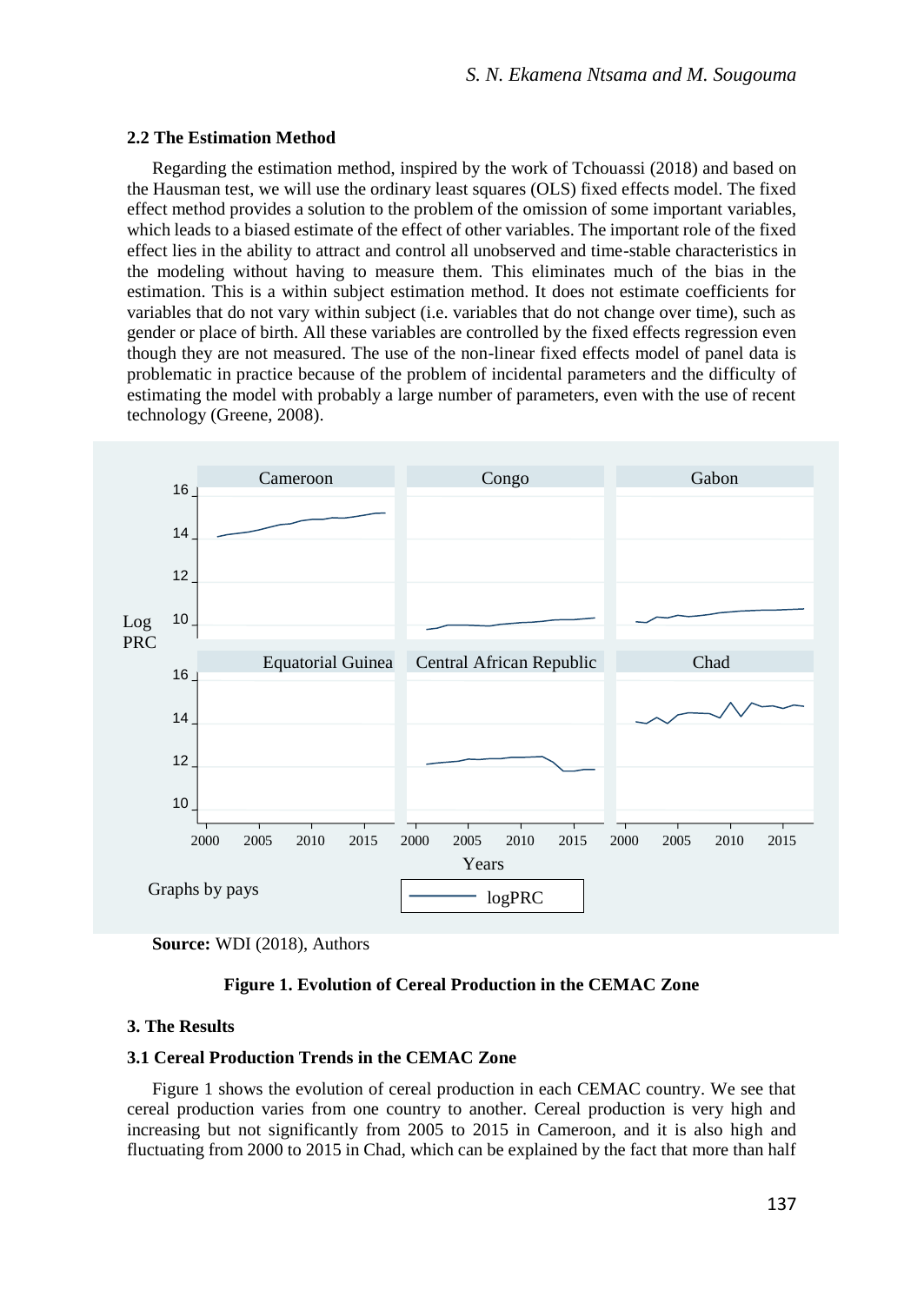### 2.2 The Estimation Method

Regarding the estimation method, inspired by the work of Tchouassi (2018) and based on the Hausman test, we will use the ordinary least squares (OLS) fixed effects model. The fixed effect method provides a solution to the problem of the omission of some important variables, which leads to a biased estimate of the effect of other variables. The important role of the fixed effect lies in the ability to attract and control all unobserved and time-stable characteristics in the modeling without having to measure them. This eliminates much of the bias in the estimation. This is a within subject estimation method. It does not estimate coefficients for variables that do not vary within subject (i.e. variables that do not change over time), such as gender or place of birth. All these variables are controlled by the fixed effects regression even though they are not measured. The use of the non-linear fixed effects model of panel data is problematic in practice because of the problem of incidental parameters and the difficulty of estimating the model with probably a large number of parameters, even with the use of recent technology (Greene, 2008).

**Source:** WDI (2018), Authors

**Figure 1. Evolution of Cereal Production in the CEMAC Zone**

### 3. The Results

### 3.1 Cereal Production Trends in the CEMAC Zone

Figure 1 shows the evolution of cereal production in each CEMAC country. We see that cereal production varies from one country to another. Cereal production is very high and increasing but not significantly from 2005 to 2015 in Cameroon, and it is also high and fluctuating from 2000 to 2015 in Chad, which can be explained by the fact that more than half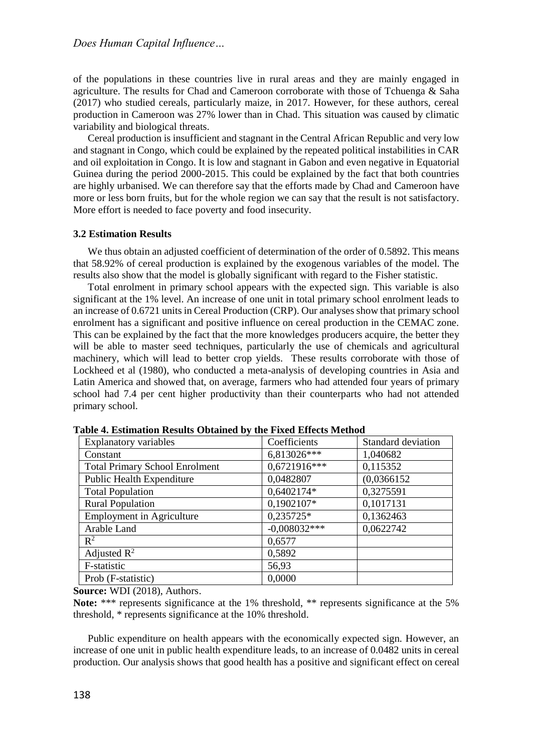of the populations in these countries live in rural areas and they are mainly engaged in agriculture. The results for Chad and Cameroon corroborate with those of Tchuenga & Saha (2017) who studied cereals, particularly maize, in 2017. However, for these authors, cereal production in Cameroon was 27% lower than in Chad. This situation was caused by climatic variability and biological threats.

Cereal production is insufficient and stagnant in the Central African Republic and very low and stagnant in Congo, which could be explained by the repeated political instabilities in CAR and oil exploitation in Congo. It is low and stagnant in Gabon and even negative in Equatorial Guinea during the period 2000-2015. This could be explained by the fact that both countries are highly urbanised. We can therefore say that the efforts made by Chad and Cameroon have more or less born fruits, but for the whole region we can say that the result is not satisfactory. More effort is needed to face poverty and food insecurity.

### 3.2 Estimation Results

We thus obtain an adjusted coefficient of determination of the order of 0.5892. This means that 58.92% of cereal production is explained by the exogenous variables of the model. The results also show that the model is globally significant with regard to the Fisher statistic.

Total enrolment in primary school appears with the expected sign. This variable is also significant at the 1% level. An increase of one unit in total primary school enrolment leads to an increase of 0.6721 units in Cereal Production (CRP). Our analyses show that primary school enrolment has a significant and positive influence on cereal production in the CEMAC zone. This can be explained by the fact that the more knowledges producers acquire, the better they will be able to master seed techniques, particularly the use of chemicals and agricultural machinery, which will lead to better crop yields. These results corroborate with those of Lockheed et al (1980), who conducted a meta-analysis of developing countries in Asia and Latin America and showed that, on average, farmers who had attended four years of primary school had 7.4 per cent higher productivity than their counterparts who had not attended primary school.

**Table 4. Estimation Results Obtained by the Fixed Effects Method**

| Explanatory variables | Coefficients | Standard deviation |
|---|---|---|
| Constant | 6,813026*** | 1,040682 |
| Total Primary School Enrolment | 0,6721916*** | 0,115352 |
| Public Health Expenditure | 0,0482807 | (0,0366152 |
| Total Population | 0,6402174* | 0,3275591 |
| Rural Population | 0,1902107* | 0,1017131 |
| Employment in Agriculture | 0,235725* | 0,1362463 |
| Arable Land | -0,008032*** | 0,0622742 |
| $R^2$ | 0,6577 | |
| Adjusted $R^2$ | 0,5892 | |
| F-statistic | 56,93 | |
| Prob (F-statistic) | 0,0000 | |

**Source:** WDI (2018), Authors.

**Note:** *** represents significance at the 1% threshold, ** represents significance at the 5% threshold, * represents significance at the 10% threshold.

Public expenditure on health appears with the economically expected sign. However, an increase of one unit in public health expenditure leads, to an increase of 0.0482 units in cereal production. Our analysis shows that good health has a positive and significant effect on cereal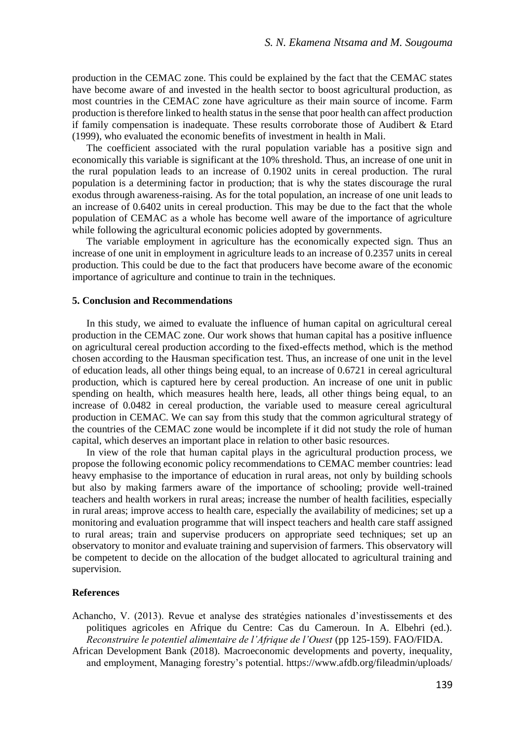production in the CEMAC zone. This could be explained by the fact that the CEMAC states have become aware of and invested in the health sector to boost agricultural production, as most countries in the CEMAC zone have agriculture as their main source of income. Farm production is therefore linked to health status in the sense that poor health can affect production if family compensation is inadequate. These results corroborate those of Audibert & Etard (1999), who evaluated the economic benefits of investment in health in Mali.

The coefficient associated with the rural population variable has a positive sign and economically this variable is significant at the 10% threshold. Thus, an increase of one unit in the rural population leads to an increase of 0.1902 units in cereal production. The rural population is a determining factor in production; that is why the states discourage the rural exodus through awareness-raising. As for the total population, an increase of one unit leads to an increase of 0.6402 units in cereal production. This may be due to the fact that the whole population of CEMAC as a whole has become well aware of the importance of agriculture while following the agricultural economic policies adopted by governments.

The variable employment in agriculture has the economically expected sign. Thus an increase of one unit in employment in agriculture leads to an increase of 0.2357 units in cereal production. This could be due to the fact that producers have become aware of the economic importance of agriculture and continue to train in the techniques.

## 5. Conclusion and Recommendations

In this study, we aimed to evaluate the influence of human capital on agricultural cereal production in the CEMAC zone. Our work shows that human capital has a positive influence on agricultural cereal production according to the fixed-effects method, which is the method chosen according to the Hausman specification test. Thus, an increase of one unit in the level of education leads, all other things being equal, to an increase of 0.6721 in cereal agricultural production, which is captured here by cereal production. An increase of one unit in public spending on health, which measures health here, leads, all other things being equal, to an increase of 0.0482 in cereal production, the variable used to measure cereal agricultural production in CEMAC. We can say from this study that the common agricultural strategy of the countries of the CEMAC zone would be incomplete if it did not study the role of human capital, which deserves an important place in relation to other basic resources.

In view of the role that human capital plays in the agricultural production process, we propose the following economic policy recommendations to CEMAC member countries: lead heavy emphasise to the importance of education in rural areas, not only by building schools but also by making farmers aware of the importance of schooling; provide well-trained teachers and health workers in rural areas; increase the number of health facilities, especially in rural areas; improve access to health care, especially the availability of medicines; set up a monitoring and evaluation programme that will inspect teachers and health care staff assigned to rural areas; train and supervise producers on appropriate seed techniques; set up an observatory to monitor and evaluate training and supervision of farmers. This observatory will be competent to decide on the allocation of the budget allocated to agricultural training and supervision.

## References

Achancho, V. (2013). Revue et analyse des stratégies nationales d'investissements et des politiques agricoles en Afrique du Centre: Cas du Cameroun. In A. Elbehri (ed.). *Reconstruire le potentiel alimentaire de l'Afrique de l'Ouest* (pp 125-159). FAO/FIDA.

African Development Bank (2018). Macroeconomic developments and poverty, inequality, and employment, Managing forestry's potential. https://www.afdb.org/fileadmin/uploads/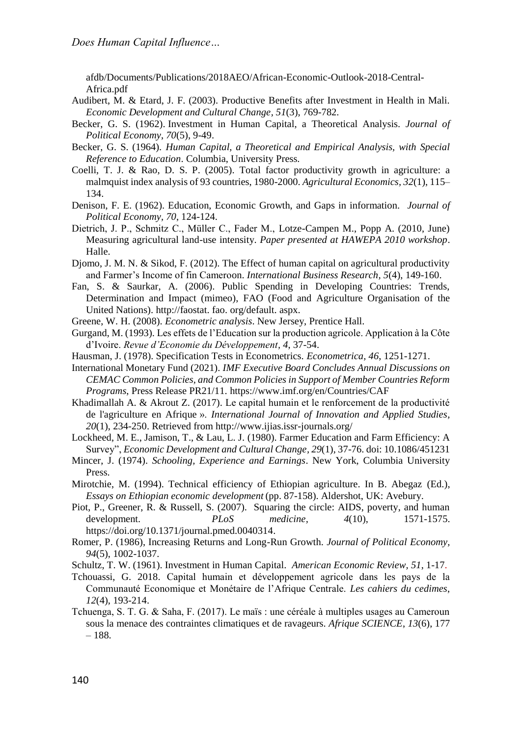afdb/Documents/Publications/2018AEO/African-Economic-Outlook-2018-Central-Africa.pdf

Audibert, M. & Etard, J. F. (2003). Productive Benefits after Investment in Health in Mali. *Economic Development and Cultural Change*, *51*(3), 769-782.

Becker, G. S. (1962). Investment in Human Capital, a Theoretical Analysis. *Journal of Political Economy*, *70*(5), 9-49.

Becker, G. S. (1964). *Human Capital, a Theoretical and Empirical Analysis, with Special Reference to Education*. Columbia, University Press.

Coelli, T. J. & Rao, D. S. P. (2005). Total factor productivity growth in agriculture: a malmquist index analysis of 93 countries, 1980-2000. *Agricultural Economics*, *32*(1), 115–134.

Denison, F. E. (1962). Education, Economic Growth, and Gaps in information. *Journal of Political Economy*, *70*, 124-124.

Dietrich, J. P., Schmitz C., Müller C., Fader M., Lotze-Campen M., Popp A. (2010, June) Measuring agricultural land-use intensity. *Paper presented at HAWEPA 2010 workshop*. Halle.

Djomo, J. M. N. & Sikod, F. (2012). The Effect of human capital on agricultural productivity and Farmer's Income of fin Cameroon. *International Business Research*, *5*(4), 149-160.

Fan, S. & Saurkar, A. (2006). Public Spending in Developing Countries: Trends, Determination and Impact (mimeo), FAO (Food and Agriculture Organisation of the United Nations). http://faostat. fao. org/default. aspx.

Greene, W. H. (2008). *Econometric analysis*. New Jersey, Prentice Hall.

Gurgand, M. (1993). Les effets de l'Education sur la production agricole. Application à la Côte d'Ivoire. *Revue d'Economie du Développement*, *4*, 37-54.

Hausman, J. (1978). Specification Tests in Econometrics. *Econometrica*, *46*, 1251-1271.

International Monetary Fund (2021). *IMF Executive Board Concludes Annual Discussions on CEMAC Common Policies, and Common Policies in Support of Member Countries Reform Programs*, Press Release PR21/11. https://www.imf.org/en/Countries/CAF

Khadimallah A. & Akrout Z. (2017). Le capital humain et le renforcement de la productivité de l'agriculture en Afrique ». *International Journal of Innovation and Applied Studies*, *20*(1), 234-250. Retrieved from http://www.ijias.issr-journals.org/

Lockheed, M. E., Jamison, T., & Lau, L. J. (1980). Farmer Education and Farm Efficiency: A Survey", *Economic Development and Cultural Change*, *29*(1), 37-76. doi: 10.1086/451231

Mincer, J. (1974). *Schooling, Experience and Earnings*. New York, Columbia University Press.

Mirotchie, M. (1994). Technical efficiency of Ethiopian agriculture. In B. Abegaz (Ed.), *Essays on Ethiopian economic development* (pp. 87-158). Aldershot, UK: Avebury.

Piot, P., Greener, R. & Russell, S. (2007). Squaring the circle: AIDS, poverty, and human development. *PLoS medicine*, *4*(10), 1571-1575. https://doi.org/10.1371/journal.pmed.0040314.

Romer, P. (1986), Increasing Returns and Long-Run Growth. *Journal of Political Economy*, *94*(5), 1002-1037.

Schultz, T. W. (1961). Investment in Human Capital. *American Economic Review*, *51*, 1-17.

Tchouassi, G. 2018. Capital humain et développement agricole dans les pays de la Communauté Economique et Monétaire de l'Afrique Centrale. *Les cahiers du cedimes*, *12*(4), 193-214.

Tchuenga, S. T. G. & Saha, F. (2017). Le maïs : une céréale à multiples usages au Cameroun sous la menace des contraintes climatiques et de ravageurs. *Afrique SCIENCE*, *13*(6), 177 – 188.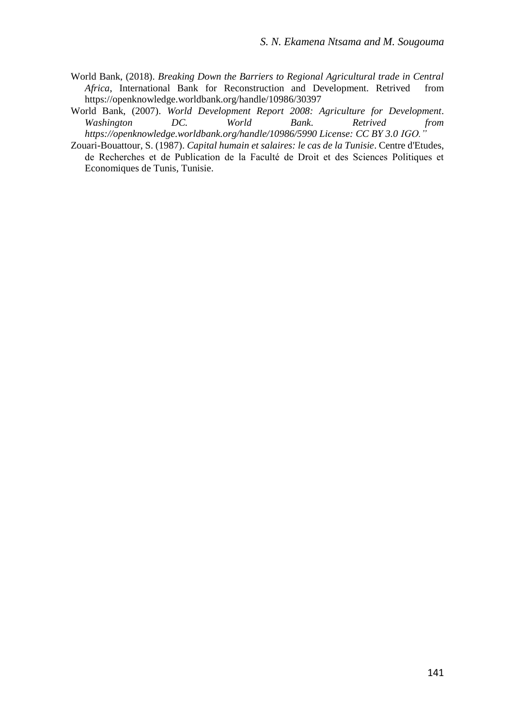World Bank, (2018). *Breaking Down the Barriers to Regional Agricultural trade in Central Africa*, International Bank for Reconstruction and Development. Retrived from https://openknowledge.worldbank.org/handle/10986/30397

World Bank, (2007). *World Development Report 2008: Agriculture for Development*. *Washington DC. World Bank. Retrived from https://openknowledge.worldbank.org/handle/10986/5990 License: CC BY 3.0 IGO."*

Zouari-Bouattour, S. (1987). *Capital humain et salaires: le cas de la Tunisie*. Centre d'Etudes, de Recherches et de Publication de la Faculté de Droit et des Sciences Politiques et Economiques de Tunis, Tunisie.